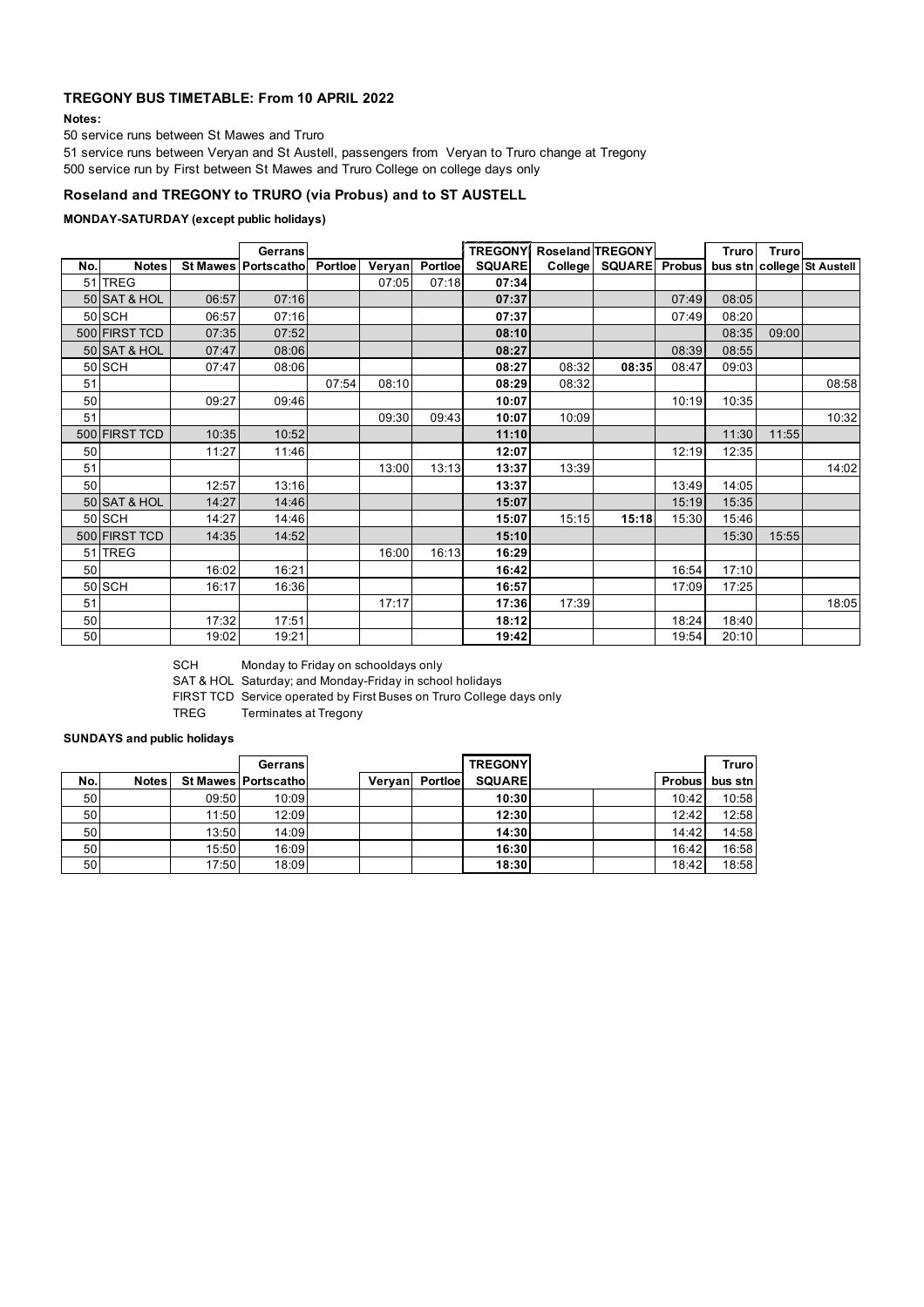## TREGONY BUS TIMETABLE: From 10 APRIL 2022

**Notes:**

50 service runs between St Mawes and Truro

51 service runs between Veryan and St Austell, passengers from Veryan to Truro change at Tregony

500 service run by First between St Mawes and Truro College on college days only

### Roseland and TREGONY to TRURO (via Probus) and to ST AUSTELL

**MONDAY-SATURDAY (except public holidays)**

| No. | Notes | St Mawes | Gerrans Portscatho | Portloe | Veryan | Portloe | TREGONY SQUARE | Roseland College | TREGONY SQUARE | Probus | Truro bus stn | Truro college | St Austell |
|---|---|---|---|---|---|---|---|---|---|---|---|---|---|
| 51 | TREG | | | | 07:05 | 07:18 | **07:34** | | | | | | |
| 50 | SAT & HOL | 06:57 | 07:16 | | | | **07:37** | | | 07:49 | 08:05 | | |
| 50 | SCH | 06:57 | 07:16 | | | | **07:37** | | | 07:49 | 08:20 | | |
| 500 | FIRST TCD | 07:35 | 07:52 | | | | **08:10** | | | | 08:35 | 09:00 | |
| 50 | SAT & HOL | 07:47 | 08:06 | | | | **08:27** | | | 08:39 | 08:55 | | |
| 50 | SCH | 07:47 | 08:06 | | | | **08:27** | 08:32 | **08:35** | 08:47 | 09:03 | | |
| 51 | | | | 07:54 | 08:10 | | **08:29** | 08:32 | | | | | 08:58 |
| 50 | | 09:27 | 09:46 | | | | **10:07** | | | 10:19 | 10:35 | | |
| 51 | | | | | 09:30 | 09:43 | **10:07** | 10:09 | | | | | 10:32 |
| 500 | FIRST TCD | 10:35 | 10:52 | | | | **11:10** | | | | 11:30 | 11:55 | |
| 50 | | 11:27 | 11:46 | | | | **12:07** | | | 12:19 | 12:35 | | |
| 51 | | | | | 13:00 | 13:13 | **13:37** | 13:39 | | | | | 14:02 |
| 50 | | 12:57 | 13:16 | | | | **13:37** | | | 13:49 | 14:05 | | |
| 50 | SAT & HOL | 14:27 | 14:46 | | | | **15:07** | | | 15:19 | 15:35 | | |
| 50 | SCH | 14:27 | 14:46 | | | | **15:07** | 15:15 | **15:18** | 15:30 | 15:46 | | |
| 500 | FIRST TCD | 14:35 | 14:52 | | | | **15:10** | | | | 15:30 | 15:55 | |
| 51 | TREG | | | | 16:00 | 16:13 | **16:29** | | | | | | |
| 50 | | 16:02 | 16:21 | | | | **16:42** | | | 16:54 | 17:10 | | |
| 50 | SCH | 16:17 | 16:36 | | | | **16:57** | | | 17:09 | 17:25 | | |
| 51 | | | | | 17:17 | | **17:36** | 17:39 | | | | | 18:05 |
| 50 | | 17:32 | 17:51 | | | | **18:12** | | | 18:24 | 18:40 | | |
| 50 | | 19:02 | 19:21 | | | | **19:42** | | | 19:54 | 20:10 | | |

SCH Monday to Friday on schooldays only

SAT & HOL Saturday; and Monday-Friday in school holidays

FIRST TCD Service operated by First Buses on Truro College days only

TREG Terminates at Tregony

**SUNDAYS and public holidays**

| No. | Notes | St Mawes | Gerrans Portscatho | Veryan | Portloe | TREGONY SQUARE | Probus | Truro bus stn |
|---|---|---|---|---|---|---|---|---|
| 50 | | 09:50 | 10:09 | | | **10:30** | 10:42 | 10:58 |
| 50 | | 11:50 | 12:09 | | | **12:30** | 12:42 | 12:58 |
| 50 | | 13:50 | 14:09 | | | **14:30** | 14:42 | 14:58 |
| 50 | | 15:50 | 16:09 | | | **16:30** | 16:42 | 16:58 |
| 50 | | 17:50 | 18:09 | | | **18:30** | 18:42 | 18:58 |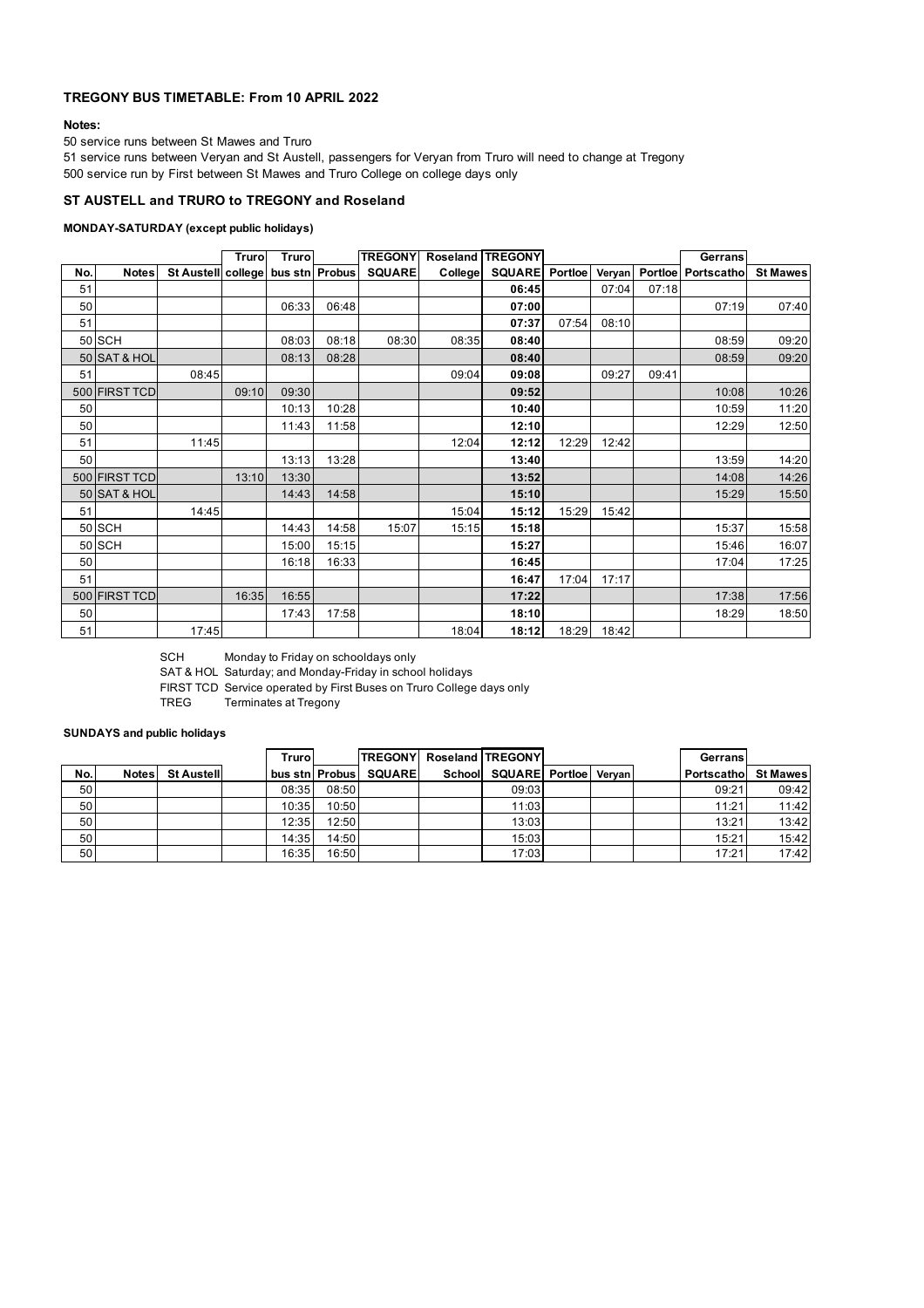### TREGONY BUS TIMETABLE: From 10 APRIL 2022

**Notes:**

50 service runs between St Mawes and Truro

51 service runs between Veryan and St Austell, passengers for Veryan from Truro will need to change at Tregony

500 service run by First between St Mawes and Truro College on college days only

### ST AUSTELL and TRURO to TREGONY and Roseland

**MONDAY-SATURDAY (except public holidays)**

| No. | Notes | St Austell | Truro college | Truro bus stn | Probus | TREGONY SQUARE | Roseland College | TREGONY SQUARE | Portloe | Veryan | Portloe | Gerrans Portscatho | St Mawes |
|---|---|---|---|---|---|---|---|---|---|---|---|---|---|
| 51 | | | | | | | | **06:45** | | 07:04 | 07:18 | | |
| 50 | | | | 06:33 | 06:48 | | | **07:00** | | | | 07:19 | 07:40 |
| 51 | | | | | | | | **07:37** | 07:54 | 08:10 | | | |
| 50 | SCH | | | 08:03 | 08:18 | 08:30 | 08:35 | **08:40** | | | | 08:59 | 09:20 |
| 50 | SAT & HOL | | | 08:13 | 08:28 | | | **08:40** | | | | 08:59 | 09:20 |
| 51 | | 08:45 | | | | | 09:04 | **09:08** | | 09:27 | 09:41 | | |
| 500 | FIRST TCD | | 09:10 | 09:30 | | | | **09:52** | | | | 10:08 | 10:26 |
| 50 | | | | 10:13 | 10:28 | | | **10:40** | | | | 10:59 | 11:20 |
| 50 | | | | 11:43 | 11:58 | | | **12:10** | | | | 12:29 | 12:50 |
| 51 | | 11:45 | | | | | 12:04 | **12:12** | 12:29 | 12:42 | | | |
| 50 | | | | 13:13 | 13:28 | | | **13:40** | | | | 13:59 | 14:20 |
| 500 | FIRST TCD | | 13:10 | 13:30 | | | | **13:52** | | | | 14:08 | 14:26 |
| 50 | SAT & HOL | | | 14:43 | 14:58 | | | **15:10** | | | | 15:29 | 15:50 |
| 51 | | 14:45 | | | | | 15:04 | **15:12** | 15:29 | 15:42 | | | |
| 50 | SCH | | | 14:43 | 14:58 | 15:07 | 15:15 | **15:18** | | | | 15:37 | 15:58 |
| 50 | SCH | | | 15:00 | 15:15 | | | **15:27** | | | | 15:46 | 16:07 |
| 50 | | | | 16:18 | 16:33 | | | **16:45** | | | | 17:04 | 17:25 |
| 51 | | | | | | | | **16:47** | 17:04 | 17:17 | | | |
| 500 | FIRST TCD | | 16:35 | 16:55 | | | | **17:22** | | | | 17:38 | 17:56 |
| 50 | | | | 17:43 | 17:58 | | | **18:10** | | | | 18:29 | 18:50 |
| 51 | | 17:45 | | | | | 18:04 | **18:12** | 18:29 | 18:42 | | | |

SCH Monday to Friday on schooldays only

SAT & HOL Saturday; and Monday-Friday in school holidays

FIRST TCD Service operated by First Buses on Truro College days only

TREG Terminates at Tregony

**SUNDAYS and public holidays**

| No. | Notes | St Austell | | Truro bus stn | Probus | TREGONY SQUARE | Roseland School | TREGONY SQUARE | Portloe | Veryan | | Gerrans Portscatho | St Mawes |
|---|---|---|---|---|---|---|---|---|---|---|---|---|---|
| 50 | | | | 08:35 | 08:50 | | | 09:03 | | | | 09:21 | 09:42 |
| 50 | | | | 10:35 | 10:50 | | | 11:03 | | | | 11:21 | 11:42 |
| 50 | | | | 12:35 | 12:50 | | | 13:03 | | | | 13:21 | 13:42 |
| 50 | | | | 14:35 | 14:50 | | | 15:03 | | | | 15:21 | 15:42 |
| 50 | | | | 16:35 | 16:50 | | | 17:03 | | | | 17:21 | 17:42 |